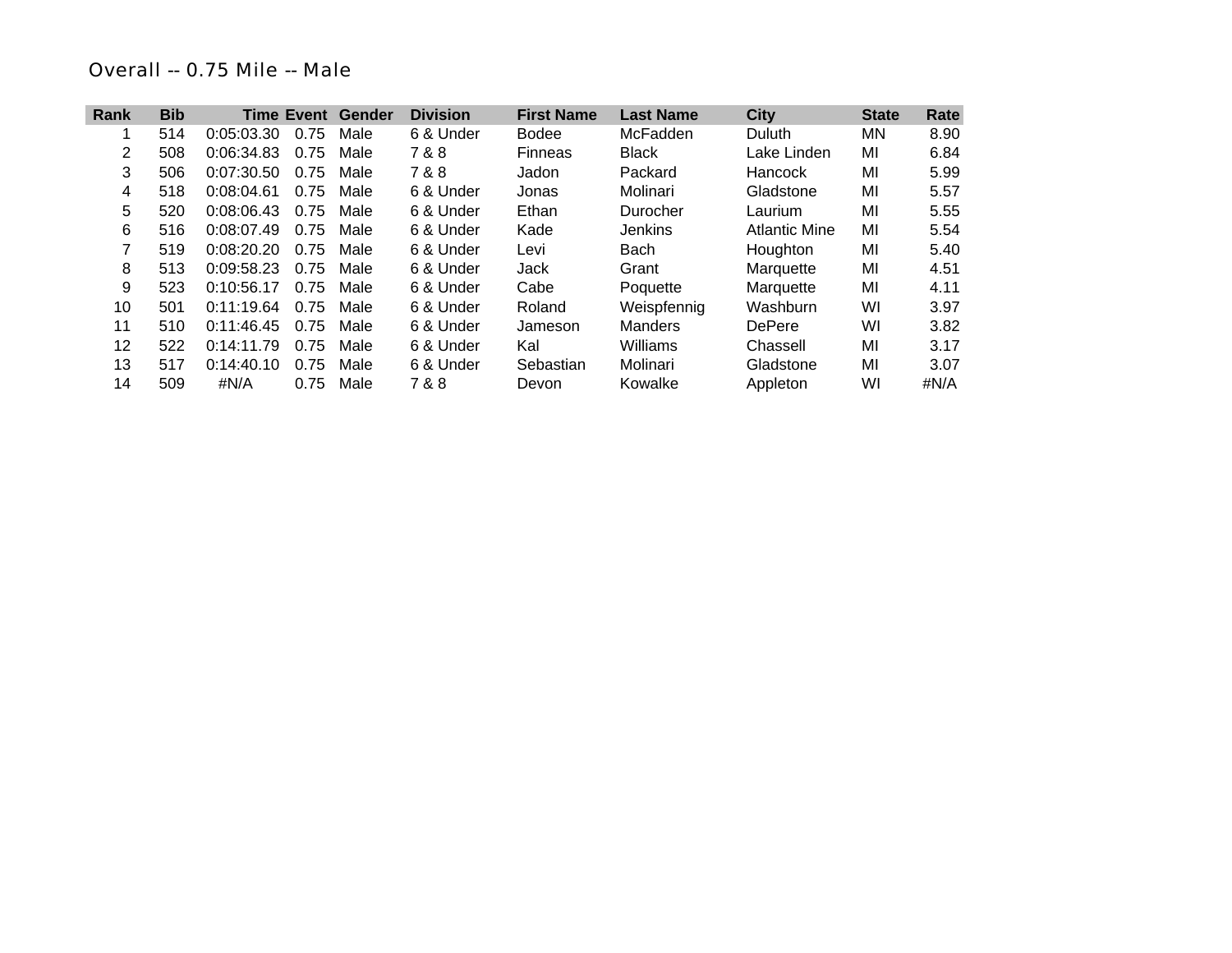# Overall -- 0.75 Mile -- Male

| Rank | Bib | Time | Event | Gender | Division | First Name | Last Name | City | State | Rate |
|---|---|---|---|---|---|---|---|---|---|---|
| 1 | 514 | 0:05:03.30 | 0.75 | Male | 6 & Under | Bodee | McFadden | Duluth | MN | 8.90 |
| 2 | 508 | 0:06:34.83 | 0.75 | Male | 7 & 8 | Finneas | Black | Lake Linden | MI | 6.84 |
| 3 | 506 | 0:07:30.50 | 0.75 | Male | 7 & 8 | Jadon | Packard | Hancock | MI | 5.99 |
| 4 | 518 | 0:08:04.61 | 0.75 | Male | 6 & Under | Jonas | Molinari | Gladstone | MI | 5.57 |
| 5 | 520 | 0:08:06.43 | 0.75 | Male | 6 & Under | Ethan | Durocher | Laurium | MI | 5.55 |
| 6 | 516 | 0:08:07.49 | 0.75 | Male | 6 & Under | Kade | Jenkins | Atlantic Mine | MI | 5.54 |
| 7 | 519 | 0:08:20.20 | 0.75 | Male | 6 & Under | Levi | Bach | Houghton | MI | 5.40 |
| 8 | 513 | 0:09:58.23 | 0.75 | Male | 6 & Under | Jack | Grant | Marquette | MI | 4.51 |
| 9 | 523 | 0:10:56.17 | 0.75 | Male | 6 & Under | Cabe | Poquette | Marquette | MI | 4.11 |
| 10 | 501 | 0:11:19.64 | 0.75 | Male | 6 & Under | Roland | Weispfennig | Washburn | WI | 3.97 |
| 11 | 510 | 0:11:46.45 | 0.75 | Male | 6 & Under | Jameson | Manders | DePere | WI | 3.82 |
| 12 | 522 | 0:14:11.79 | 0.75 | Male | 6 & Under | Kal | Williams | Chassell | MI | 3.17 |
| 13 | 517 | 0:14:40.10 | 0.75 | Male | 6 & Under | Sebastian | Molinari | Gladstone | MI | 3.07 |
| 14 | 509 | #N/A | 0.75 | Male | 7 & 8 | Devon | Kowalke | Appleton | WI | #N/A |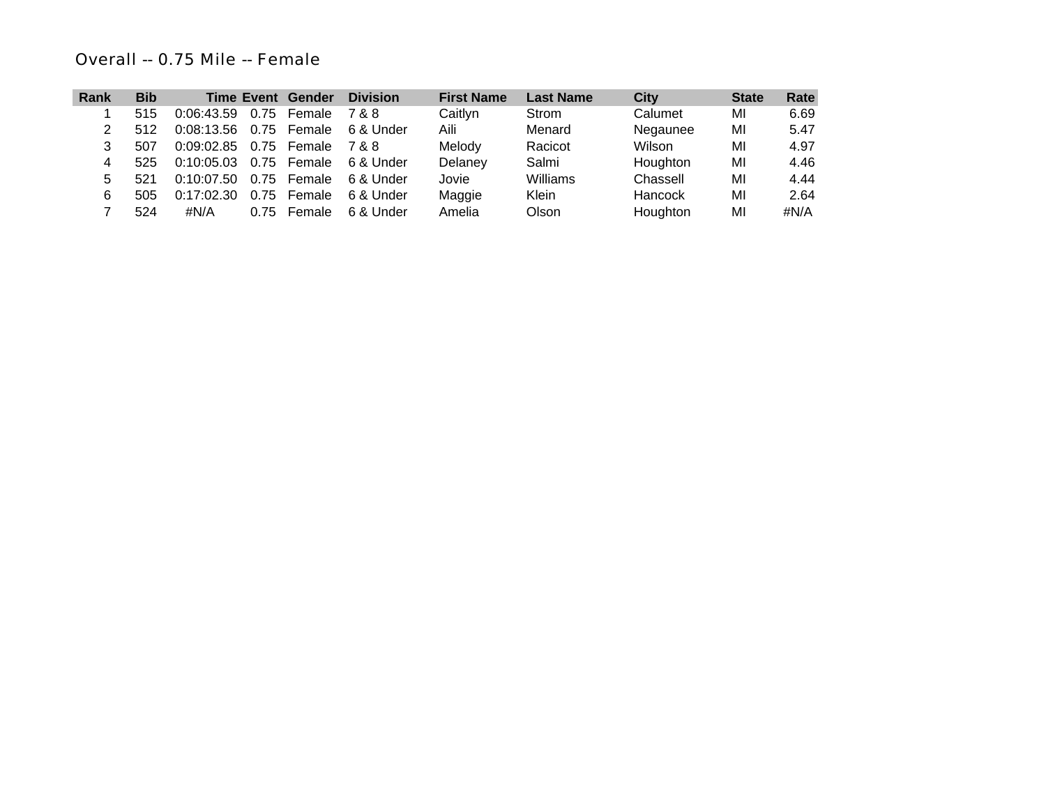## Overall -- 0.75 Mile -- Female

| Rank | Bib | Time | Event | Gender | Division | First Name | Last Name | City | State | Rate |
|---|---|---|---|---|---|---|---|---|---|---|
| 1 | 515 | 0:06:43.59 | 0.75 | Female | 7 & 8 | Caitlyn | Strom | Calumet | MI | 6.69 |
| 2 | 512 | 0:08:13.56 | 0.75 | Female | 6 & Under | Aili | Menard | Negaunee | MI | 5.47 |
| 3 | 507 | 0:09:02.85 | 0.75 | Female | 7 & 8 | Melody | Racicot | Wilson | MI | 4.97 |
| 4 | 525 | 0:10:05.03 | 0.75 | Female | 6 & Under | Delaney | Salmi | Houghton | MI | 4.46 |
| 5 | 521 | 0:10:07.50 | 0.75 | Female | 6 & Under | Jovie | Williams | Chassell | MI | 4.44 |
| 6 | 505 | 0:17:02.30 | 0.75 | Female | 6 & Under | Maggie | Klein | Hancock | MI | 2.64 |
| 7 | 524 | #N/A | 0.75 | Female | 6 & Under | Amelia | Olson | Houghton | MI | #N/A |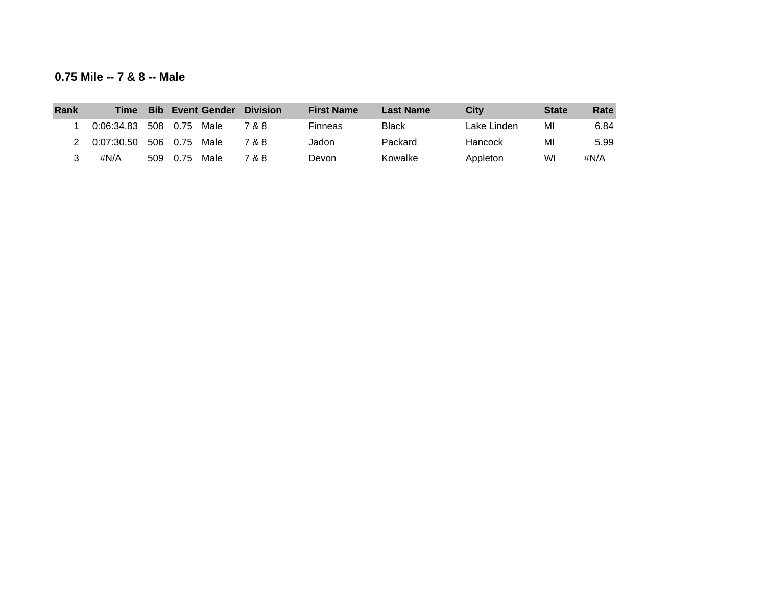**0.75 Mile -- 7 & 8 -- Male**

| Rank | Time | Bib | Event | Gender | Division | First Name | Last Name | City | State | Rate |
|---|---|---|---|---|---|---|---|---|---|---|
| 1 | 0:06:34.83 | 508 | 0.75 | Male | 7 & 8 | Finneas | Black | Lake Linden | MI | 6.84 |
| 2 | 0:07:30.50 | 506 | 0.75 | Male | 7 & 8 | Jadon | Packard | Hancock | MI | 5.99 |
| 3 | #N/A | 509 | 0.75 | Male | 7 & 8 | Devon | Kowalke | Appleton | WI | #N/A |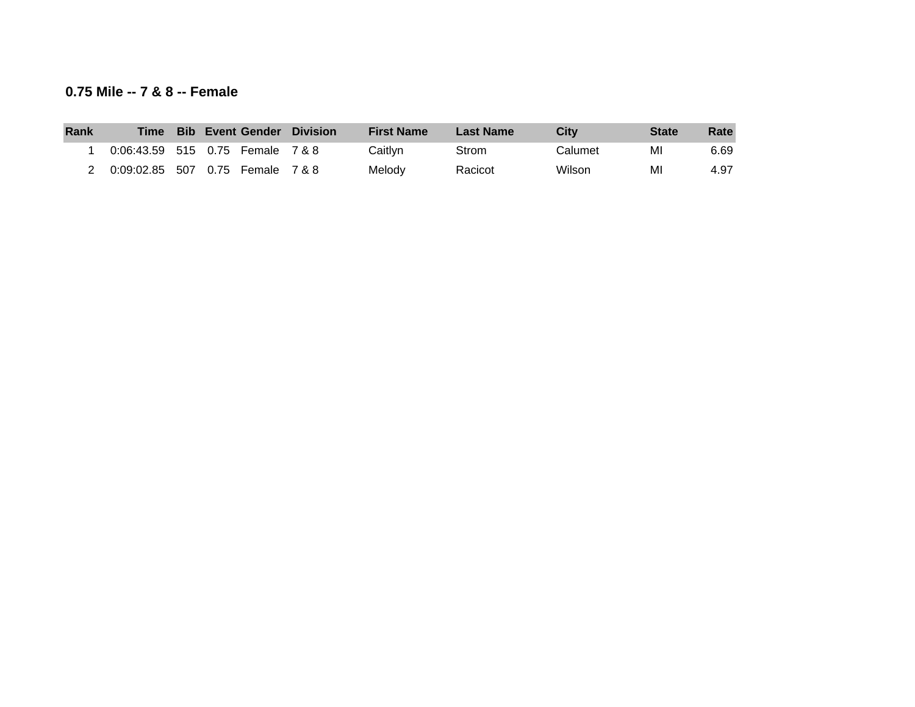### 0.75 Mile -- 7 & 8 -- Female

| Rank | Time | Bib | Event | Gender | Division | First Name | Last Name | City | State | Rate |
|---|---|---|---|---|---|---|---|---|---|---|
| 1 | 0:06:43.59 | 515 | 0.75 | Female | 7 & 8 | Caitlyn | Strom | Calumet | MI | 6.69 |
| 2 | 0:09:02.85 | 507 | 0.75 | Female | 7 & 8 | Melody | Racicot | Wilson | MI | 4.97 |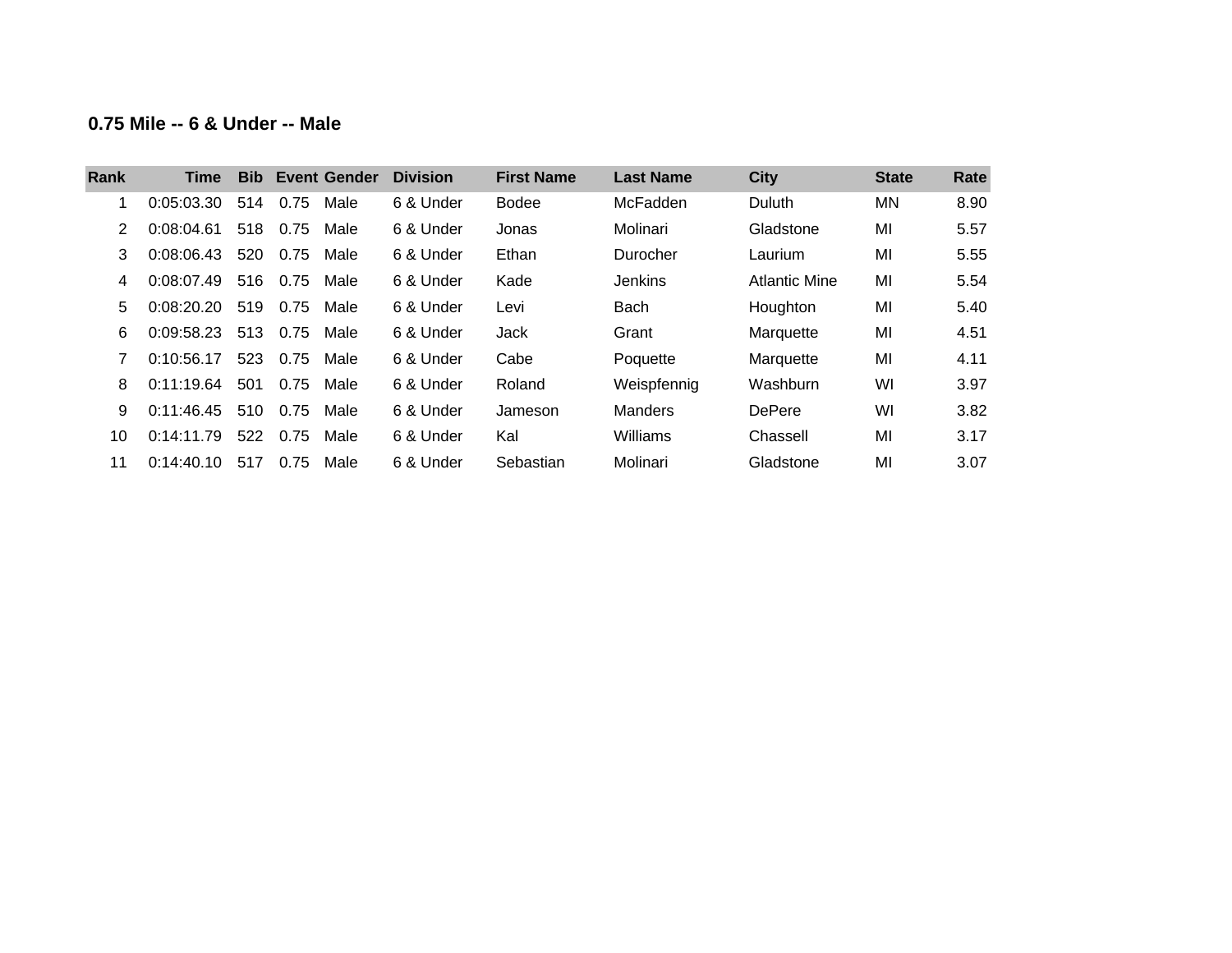### 0.75 Mile -- 6 & Under -- Male

| Rank | Time | Bib | Event | Gender | Division | First Name | Last Name | City | State | Rate |
|---|---|---|---|---|---|---|---|---|---|---|
| 1 | 0:05:03.30 | 514 | 0.75 | Male | 6 & Under | Bodee | McFadden | Duluth | MN | 8.90 |
| 2 | 0:08:04.61 | 518 | 0.75 | Male | 6 & Under | Jonas | Molinari | Gladstone | MI | 5.57 |
| 3 | 0:08:06.43 | 520 | 0.75 | Male | 6 & Under | Ethan | Durocher | Laurium | MI | 5.55 |
| 4 | 0:08:07.49 | 516 | 0.75 | Male | 6 & Under | Kade | Jenkins | Atlantic Mine | MI | 5.54 |
| 5 | 0:08:20.20 | 519 | 0.75 | Male | 6 & Under | Levi | Bach | Houghton | MI | 5.40 |
| 6 | 0:09:58.23 | 513 | 0.75 | Male | 6 & Under | Jack | Grant | Marquette | MI | 4.51 |
| 7 | 0:10:56.17 | 523 | 0.75 | Male | 6 & Under | Cabe | Poquette | Marquette | MI | 4.11 |
| 8 | 0:11:19.64 | 501 | 0.75 | Male | 6 & Under | Roland | Weispfennig | Washburn | WI | 3.97 |
| 9 | 0:11:46.45 | 510 | 0.75 | Male | 6 & Under | Jameson | Manders | DePere | WI | 3.82 |
| 10 | 0:14:11.79 | 522 | 0.75 | Male | 6 & Under | Kal | Williams | Chassell | MI | 3.17 |
| 11 | 0:14:40.10 | 517 | 0.75 | Male | 6 & Under | Sebastian | Molinari | Gladstone | MI | 3.07 |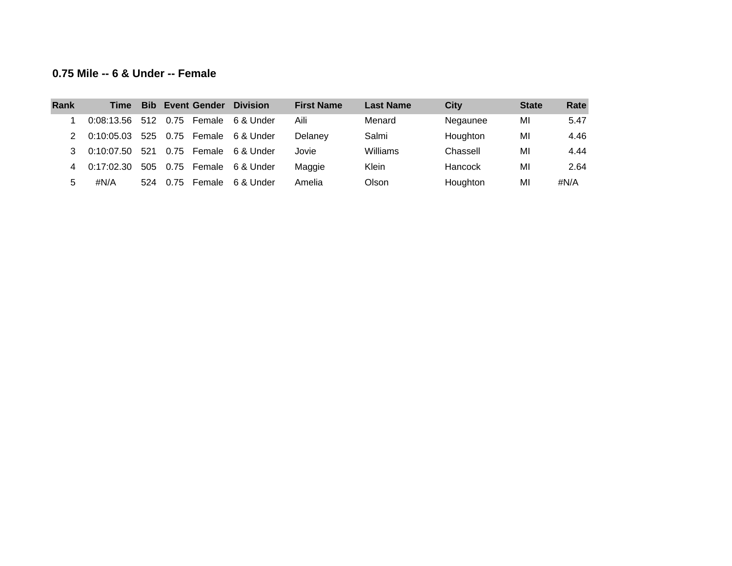### 0.75 Mile -- 6 & Under -- Female

| Rank | Time | Bib | Event | Gender | Division | First Name | Last Name | City | State | Rate |
|---|---|---|---|---|---|---|---|---|---|---|
| 1 | 0:08:13.56 | 512 | 0.75 | Female | 6 & Under | Aili | Menard | Negaunee | MI | 5.47 |
| 2 | 0:10:05.03 | 525 | 0.75 | Female | 6 & Under | Delaney | Salmi | Houghton | MI | 4.46 |
| 3 | 0:10:07.50 | 521 | 0.75 | Female | 6 & Under | Jovie | Williams | Chassell | MI | 4.44 |
| 4 | 0:17:02.30 | 505 | 0.75 | Female | 6 & Under | Maggie | Klein | Hancock | MI | 2.64 |
| 5 | #N/A | 524 | 0.75 | Female | 6 & Under | Amelia | Olson | Houghton | MI | #N/A |